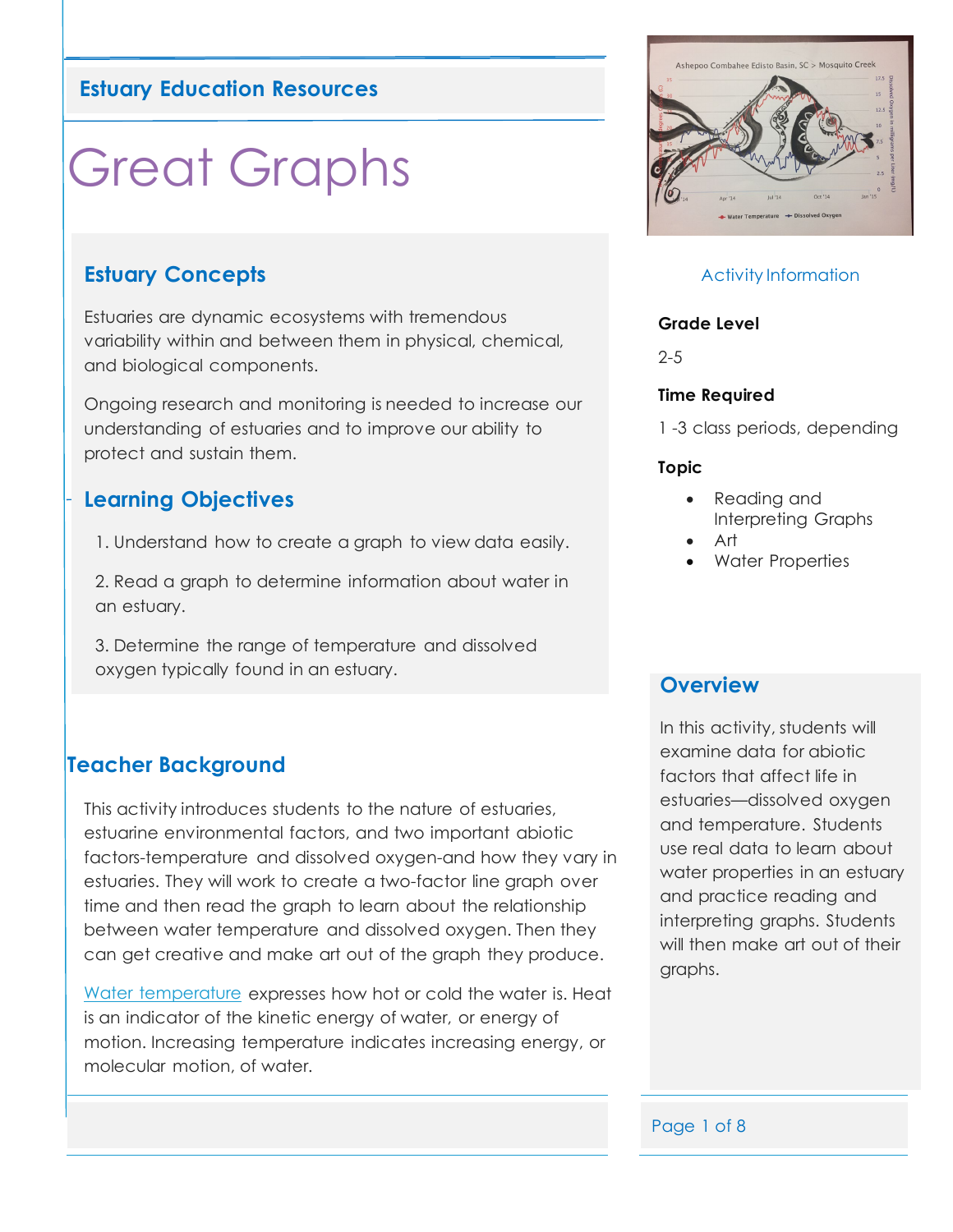## Estuary Education Resources

# Great Graphs

## Estuary Concepts

Estuaries are dynamic ecosystems with tremendous variability within and between them in physical, chemical, and biological components.

Ongoing research and monitoring is needed to increase our understanding of estuaries and to improve our ability to protect and sustain them.

## Learning Objectives

1. Understand how to create a graph to view data easily.
2. Read a graph to determine information about water in an estuary.
3. Determine the range of temperature and dissolved oxygen typically found in an estuary.

## Activity Information

**Grade Level**

2-5

**Time Required**

1 -3 class periods, depending

**Topic**

- Reading and Interpreting Graphs
- Art
- Water Properties

## Overview

In this activity, students will examine data for abiotic factors that affect life in estuaries—dissolved oxygen and temperature. Students use real data to learn about water properties in an estuary and practice reading and interpreting graphs. Students will then make art out of their graphs.

## Teacher Background

This activity introduces students to the nature of estuaries, estuarine environmental factors, and two important abiotic factors-temperature and dissolved oxygen-and how they vary in estuaries. They will work to create a two-factor line graph over time and then read the graph to learn about the relationship between water temperature and dissolved oxygen. Then they can get creative and make art out of the graph they produce.

Water temperature expresses how hot or cold the water is. Heat is an indicator of the kinetic energy of water, or energy of motion. Increasing temperature indicates increasing energy, or molecular motion, of water.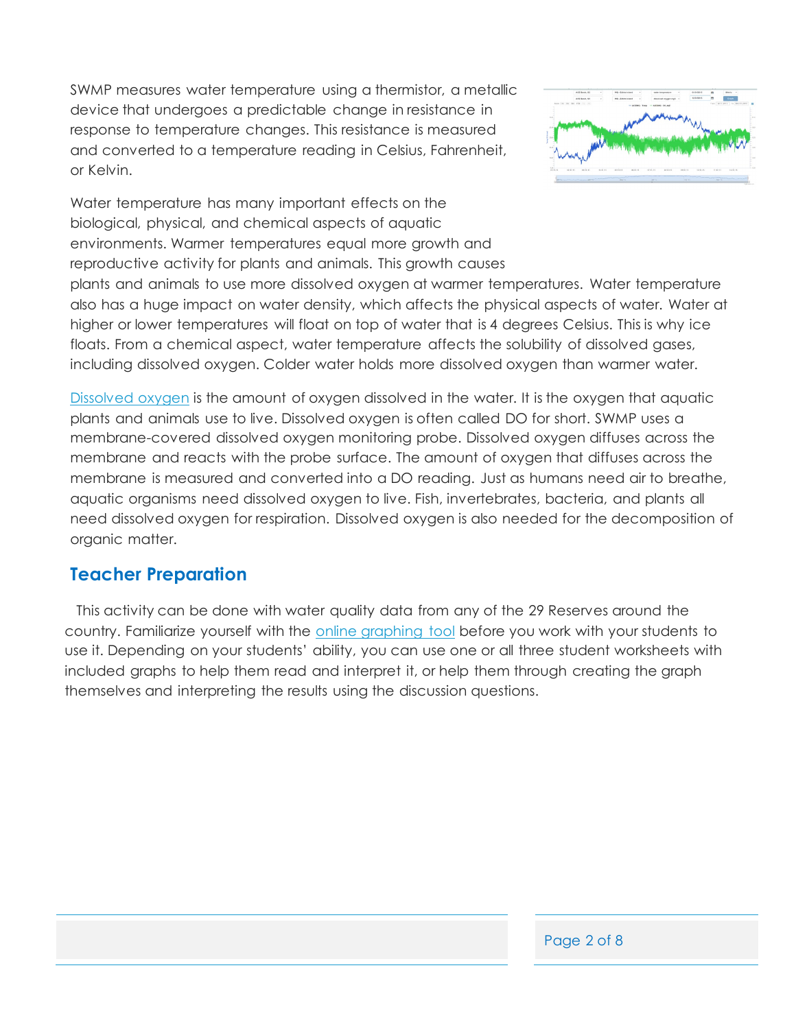SWMP measures water temperature using a thermistor, a metallic device that undergoes a predictable change in resistance in response to temperature changes. This resistance is measured and converted to a temperature reading in Celsius, Fahrenheit, or Kelvin.

Water temperature has many important effects on the biological, physical, and chemical aspects of aquatic environments. Warmer temperatures equal more growth and reproductive activity for plants and animals. This growth causes plants and animals to use more dissolved oxygen at warmer temperatures. Water temperature also has a huge impact on water density, which affects the physical aspects of water. Water at higher or lower temperatures will float on top of water that is 4 degrees Celsius. This is why ice floats. From a chemical aspect, water temperature affects the solubility of dissolved gases, including dissolved oxygen. Colder water holds more dissolved oxygen than warmer water.

Dissolved oxygen is the amount of oxygen dissolved in the water. It is the oxygen that aquatic plants and animals use to live. Dissolved oxygen is often called DO for short. SWMP uses a membrane-covered dissolved oxygen monitoring probe. Dissolved oxygen diffuses across the membrane and reacts with the probe surface. The amount of oxygen that diffuses across the membrane is measured and converted into a DO reading. Just as humans need air to breathe, aquatic organisms need dissolved oxygen to live. Fish, invertebrates, bacteria, and plants all need dissolved oxygen for respiration. Dissolved oxygen is also needed for the decomposition of organic matter.

## Teacher Preparation

This activity can be done with water quality data from any of the 29 Reserves around the country. Familiarize yourself with the online graphing tool before you work with your students to use it. Depending on your students' ability, you can use one or all three student worksheets with included graphs to help them read and interpret it, or help them through creating the graph themselves and interpreting the results using the discussion questions.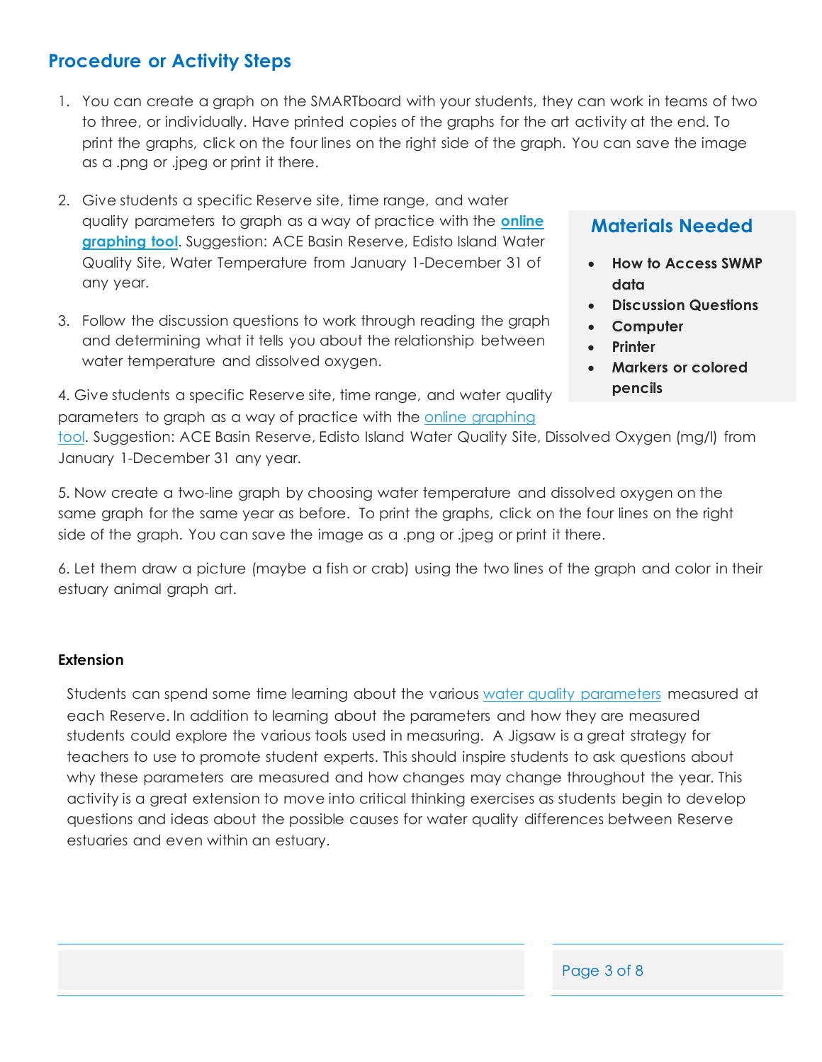## Procedure or Activity Steps

1. You can create a graph on the SMARTboard with your students, they can work in teams of two to three, or individually. Have printed copies of the graphs for the art activity at the end. To print the graphs, click on the four lines on the right side of the graph. You can save the image as a .png or .jpeg or print it there.

2. Give students a specific Reserve site, time range, and water quality parameters to graph as a way of practice with the **online graphing tool**. Suggestion: ACE Basin Reserve, Edisto Island Water Quality Site, Water Temperature from January 1-December 31 of any year.

3. Follow the discussion questions to work through reading the graph and determining what it tells you about the relationship between water temperature and dissolved oxygen.

4. Give students a specific Reserve site, time range, and water quality parameters to graph as a way of practice with the online graphing tool. Suggestion: ACE Basin Reserve, Edisto Island Water Quality Site, Dissolved Oxygen (mg/l) from January 1-December 31 any year.

5. Now create a two-line graph by choosing water temperature and dissolved oxygen on the same graph for the same year as before. To print the graphs, click on the four lines on the right side of the graph. You can save the image as a .png or .jpeg or print it there.

6. Let them draw a picture (maybe a fish or crab) using the two lines of the graph and color in their estuary animal graph art.

## Materials Needed

- **How to Access SWMP data**
- **Discussion Questions**
- **Computer**
- **Printer**
- **Markers or colored pencils**

**Extension**

Students can spend some time learning about the various water quality parameters measured at each Reserve. In addition to learning about the parameters and how they are measured students could explore the various tools used in measuring. A Jigsaw is a great strategy for teachers to use to promote student experts. This should inspire students to ask questions about why these parameters are measured and how changes may change throughout the year. This activity is a great extension to move into critical thinking exercises as students begin to develop questions and ideas about the possible causes for water quality differences between Reserve estuaries and even within an estuary.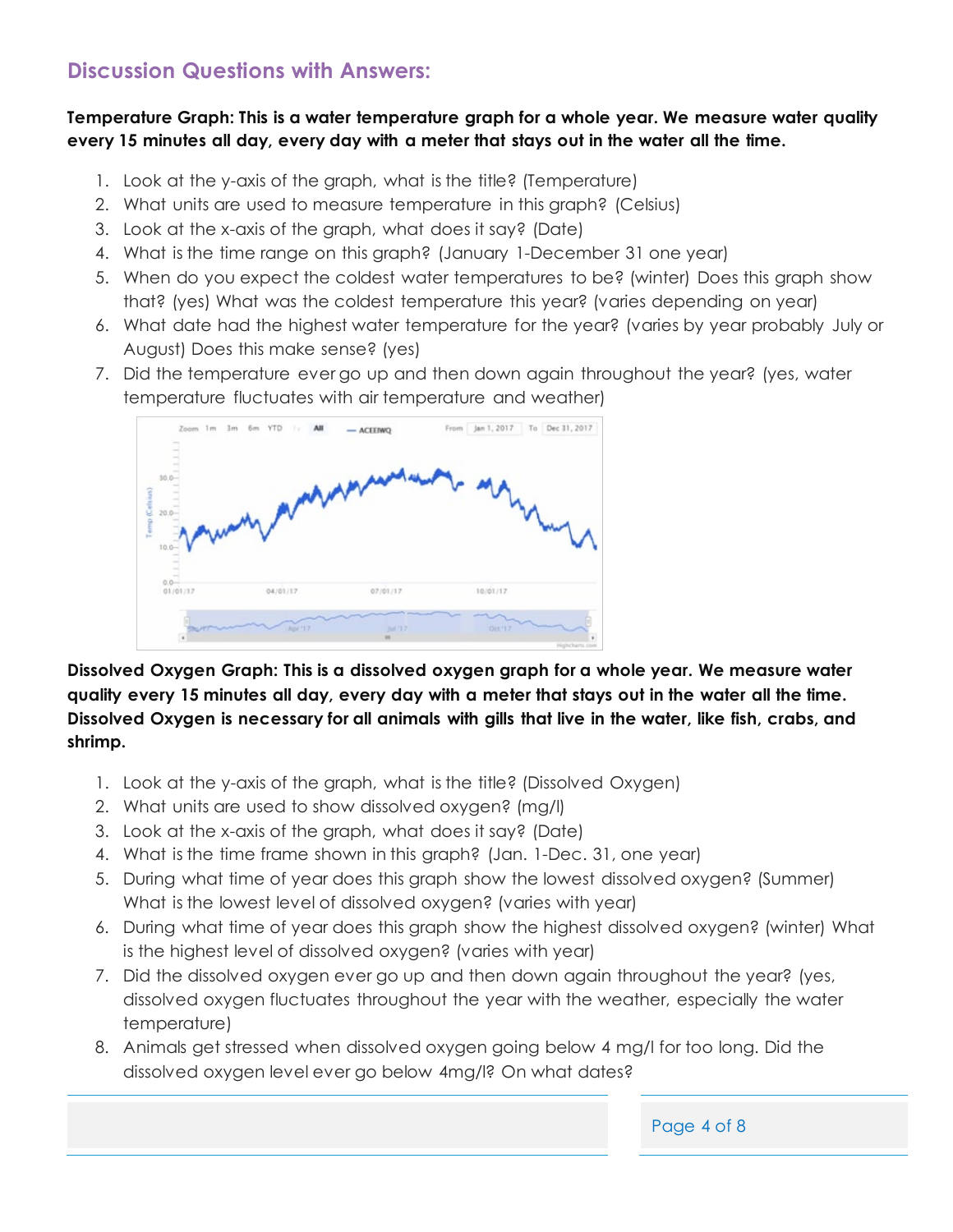## Discussion Questions with Answers:

**Temperature Graph: This is a water temperature graph for a whole year. We measure water quality every 15 minutes all day, every day with a meter that stays out in the water all the time.**

1. Look at the y-axis of the graph, what is the title? (Temperature)
2. What units are used to measure temperature in this graph? (Celsius)
3. Look at the x-axis of the graph, what does it say? (Date)
4. What is the time range on this graph? (January 1-December 31 one year)
5. When do you expect the coldest water temperatures to be? (winter) Does this graph show that? (yes) What was the coldest temperature this year? (varies depending on year)
6. What date had the highest water temperature for the year? (varies by year probably July or August) Does this make sense? (yes)
7. Did the temperature ever go up and then down again throughout the year? (yes, water temperature fluctuates with air temperature and weather)

**Dissolved Oxygen Graph: This is a dissolved oxygen graph for a whole year. We measure water quality every 15 minutes all day, every day with a meter that stays out in the water all the time. Dissolved Oxygen is necessary for all animals with gills that live in the water, like fish, crabs, and shrimp.**

1. Look at the y-axis of the graph, what is the title? (Dissolved Oxygen)
2. What units are used to show dissolved oxygen? (mg/l)
3. Look at the x-axis of the graph, what does it say? (Date)
4. What is the time frame shown in this graph? (Jan. 1-Dec. 31, one year)
5. During what time of year does this graph show the lowest dissolved oxygen? (Summer) What is the lowest level of dissolved oxygen? (varies with year)
6. During what time of year does this graph show the highest dissolved oxygen? (winter) What is the highest level of dissolved oxygen? (varies with year)
7. Did the dissolved oxygen ever go up and then down again throughout the year? (yes, dissolved oxygen fluctuates throughout the year with the weather, especially the water temperature)
8. Animals get stressed when dissolved oxygen going below 4 mg/l for too long. Did the dissolved oxygen level ever go below 4mg/l? On what dates?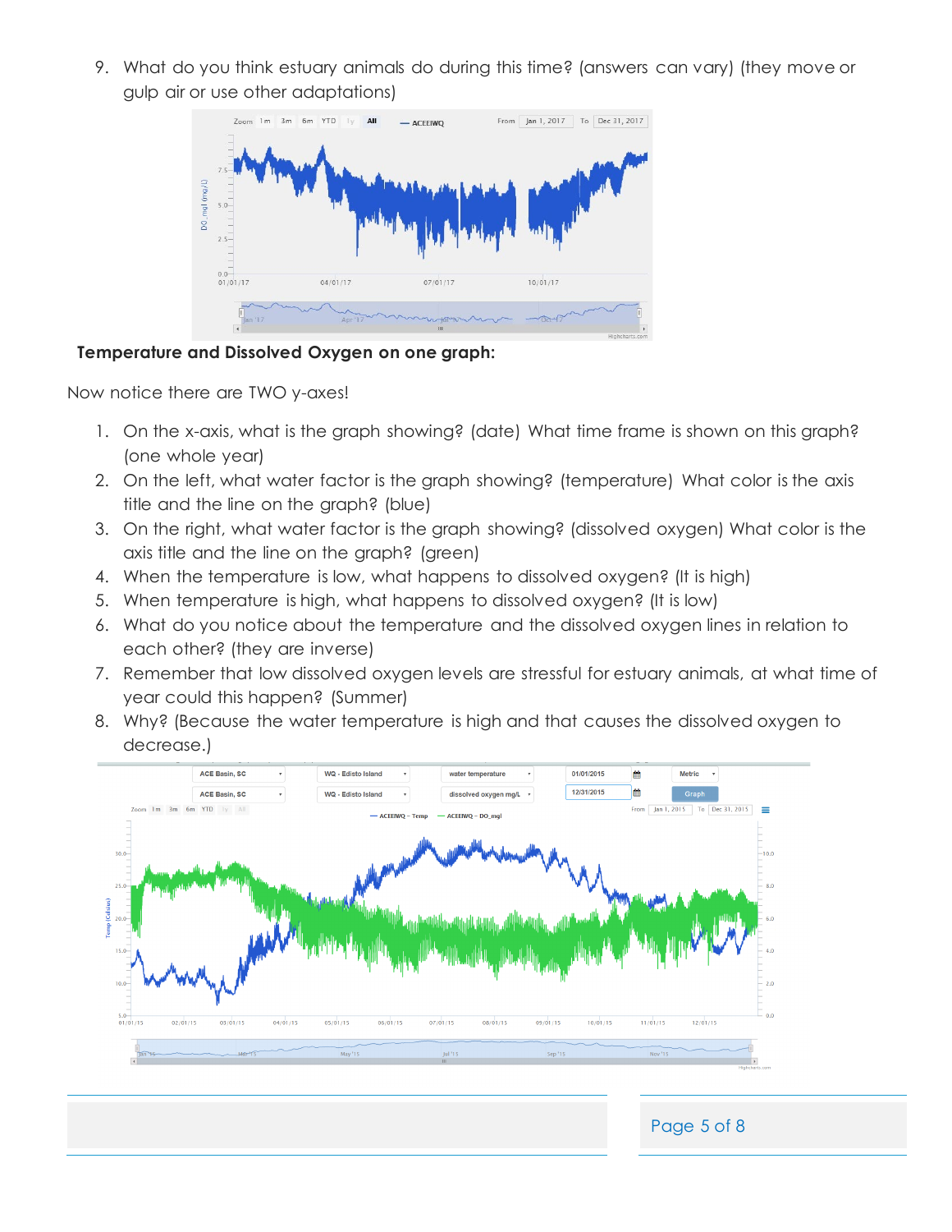9. What do you think estuary animals do during this time? (answers can vary) (they move or gulp air or use other adaptations)

**Temperature and Dissolved Oxygen on one graph:**

Now notice there are TWO y-axes!

1. On the x-axis, what is the graph showing? (date) What time frame is shown on this graph? (one whole year)
2. On the left, what water factor is the graph showing? (temperature) What color is the axis title and the line on the graph? (blue)
3. On the right, what water factor is the graph showing? (dissolved oxygen) What color is the axis title and the line on the graph? (green)
4. When the temperature is low, what happens to dissolved oxygen? (It is high)
5. When temperature is high, what happens to dissolved oxygen? (It is low)
6. What do you notice about the temperature and the dissolved oxygen lines in relation to each other? (they are inverse)
7. Remember that low dissolved oxygen levels are stressful for estuary animals, at what time of year could this happen? (Summer)
8. Why? (Because the water temperature is high and that causes the dissolved oxygen to decrease.)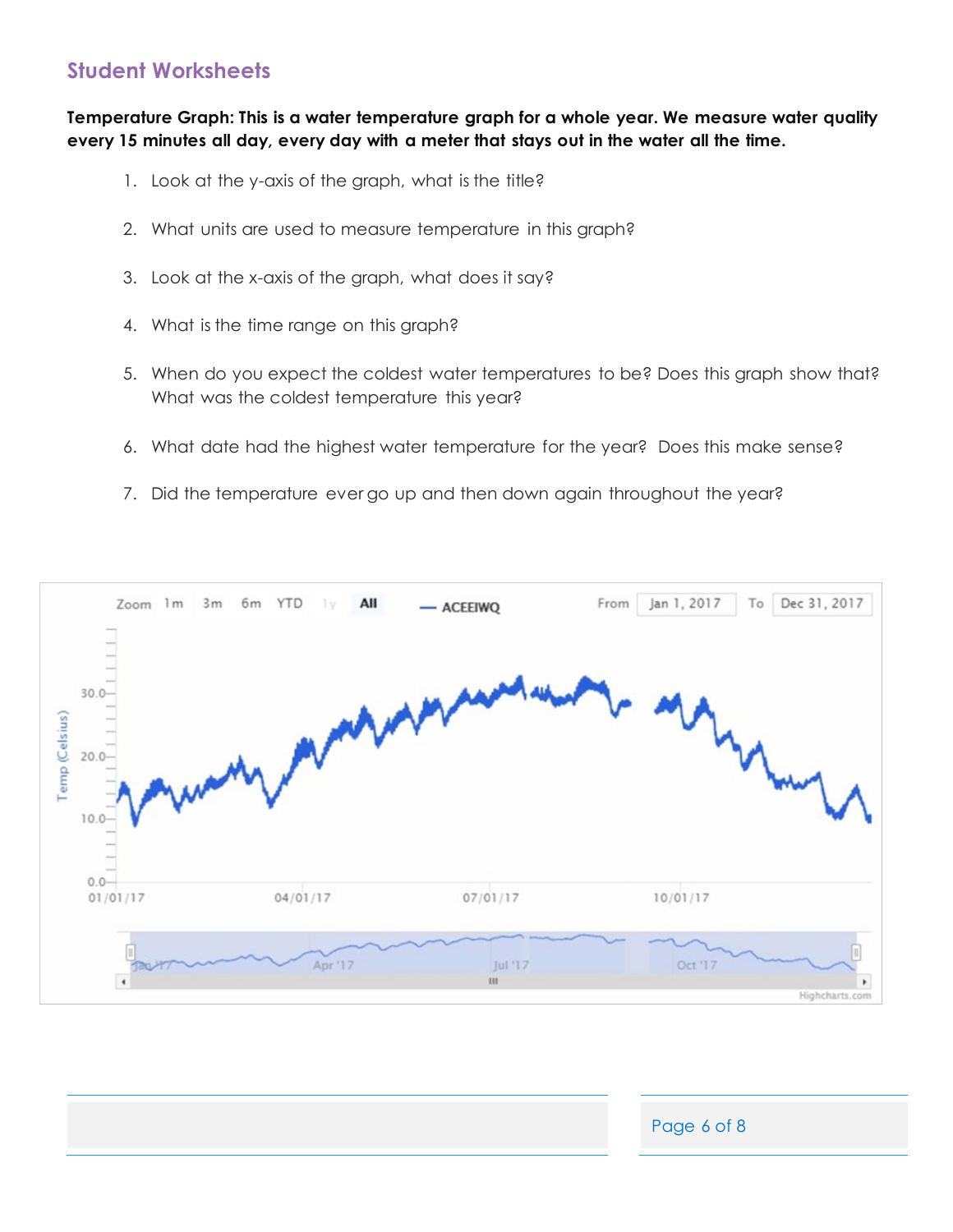## Student Worksheets

**Temperature Graph: This is a water temperature graph for a whole year. We measure water quality every 15 minutes all day, every day with a meter that stays out in the water all the time.**

1. Look at the y-axis of the graph, what is the title?
2. What units are used to measure temperature in this graph?
3. Look at the x-axis of the graph, what does it say?
4. What is the time range on this graph?
5. When do you expect the coldest water temperatures to be? Does this graph show that? What was the coldest temperature this year?
6. What date had the highest water temperature for the year? Does this make sense?
7. Did the temperature ever go up and then down again throughout the year?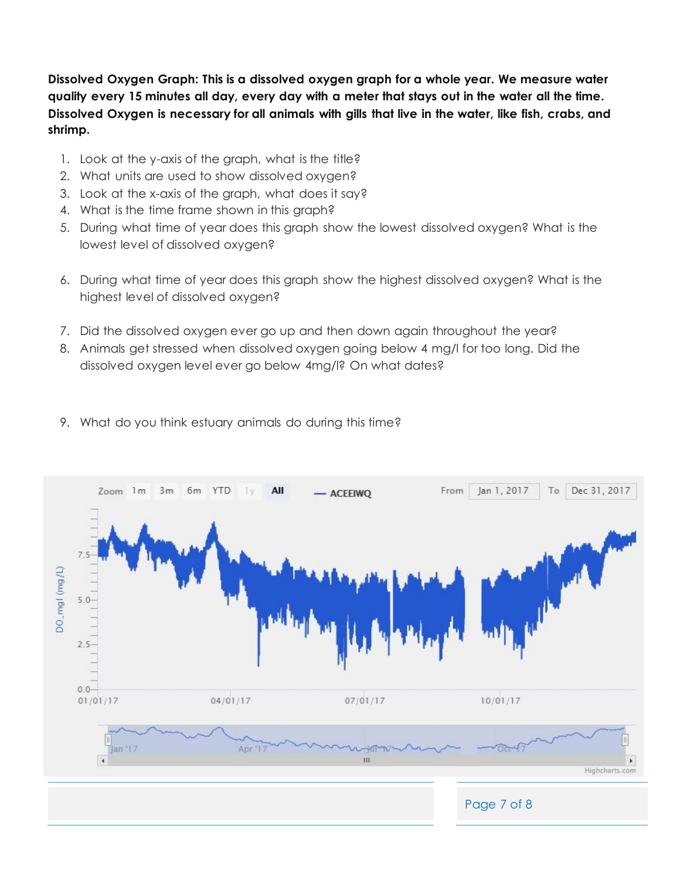**Dissolved Oxygen Graph: This is a dissolved oxygen graph for a whole year. We measure water quality every 15 minutes all day, every day with a meter that stays out in the water all the time. Dissolved Oxygen is necessary for all animals with gills that live in the water, like fish, crabs, and shrimp.**

1. Look at the y-axis of the graph, what is the title?
2. What units are used to show dissolved oxygen?
3. Look at the x-axis of the graph, what does it say?
4. What is the time frame shown in this graph?
5. During what time of year does this graph show the lowest dissolved oxygen? What is the lowest level of dissolved oxygen?
6. During what time of year does this graph show the highest dissolved oxygen? What is the highest level of dissolved oxygen?
7. Did the dissolved oxygen ever go up and then down again throughout the year?
8. Animals get stressed when dissolved oxygen going below 4 mg/l for too long. Did the dissolved oxygen level ever go below 4mg/l? On what dates?
9. What do you think estuary animals do during this time?

Zoom 1m 3m 6m YTD 1y All — ACEEIWQ From Jan 1, 2017 To Dec 31, 2017

DO_mgl (mg/L)

0.0, 2.5, 5.0, 7.5

01/01/17, 04/01/17, 07/01/17, 10/01/17

Jan '17, Apr '17, Jul '17, Oct '17

Highcharts.com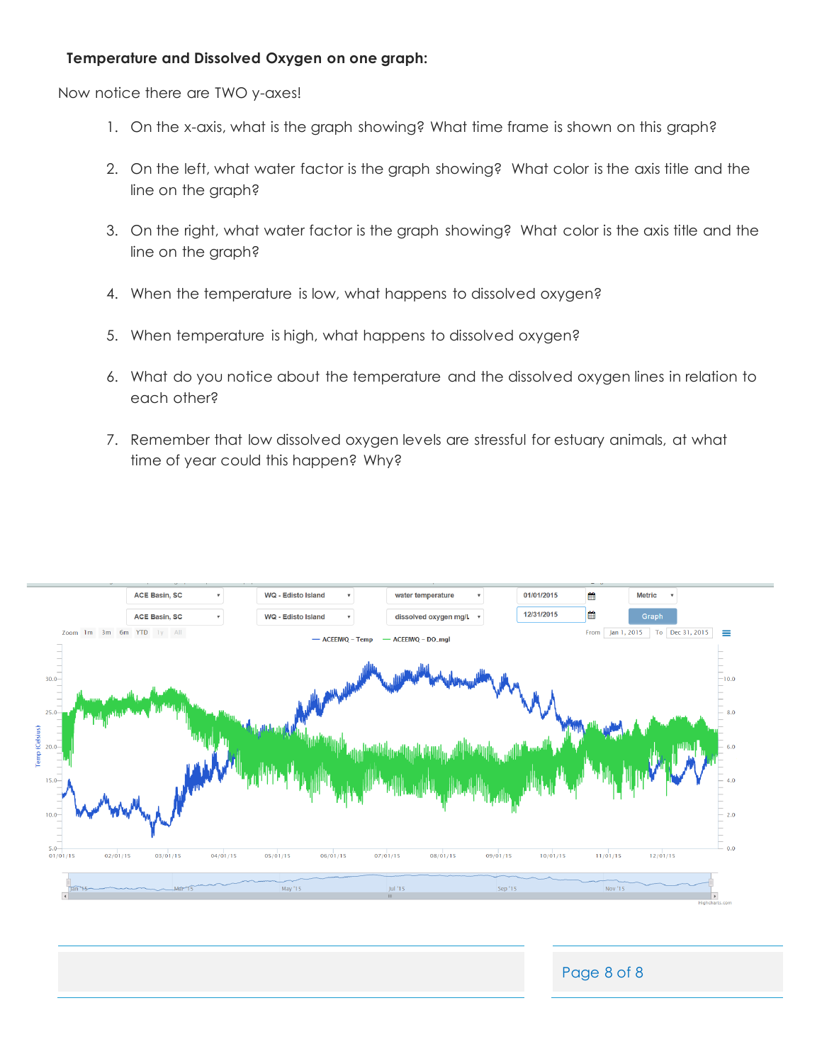**Temperature and Dissolved Oxygen on one graph:**

Now notice there are TWO y-axes!

1. On the x-axis, what is the graph showing? What time frame is shown on this graph?
2. On the left, what water factor is the graph showing? What color is the axis title and the line on the graph?
3. On the right, what water factor is the graph showing? What color is the axis title and the line on the graph?
4. When the temperature is low, what happens to dissolved oxygen?
5. When temperature is high, what happens to dissolved oxygen?
6. What do you notice about the temperature and the dissolved oxygen lines in relation to each other?
7. Remember that low dissolved oxygen levels are stressful for estuary animals, at what time of year could this happen? Why?

ACE Basin, SC
WQ - Edisto Island
water temperature
01/01/2015
Metric
ACE Basin, SC
WQ - Edisto Island
dissolved oxygen mg/L
12/31/2015
Graph

Zoom 1m 3m 6m YTD 1y All
From Jan 1, 2015 To Dec 31, 2015

— ACEEIWQ – Temp — ACEEIWQ – DO_mgl

Temp (Celsius)
30.0
25.0
20.0
15.0
10.0
5.0

10.0
8.0
6.0
4.0
2.0
0.0

01/01/15 02/01/15 03/01/15 04/01/15 05/01/15 06/01/15 07/01/15 08/01/15 09/01/15 10/01/15 11/01/15 12/01/15

Jan '15 Mar '15 May '15 Jul '15 Sep '15 Nov '15

Highcharts.com